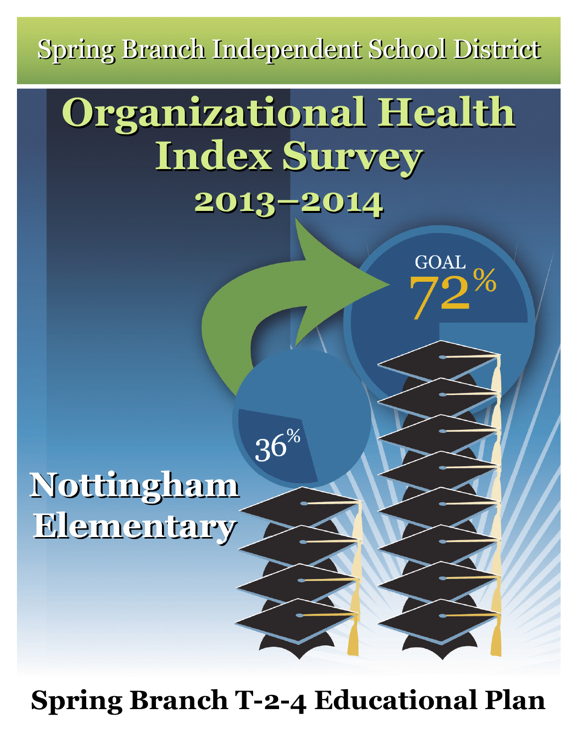Spring Branch Independent School District

# Organizational Health Index Survey

## 2013–2014

GOAL 72%

36%

## Nottingham Elementary

**Spring Branch T-2-4 Educational Plan**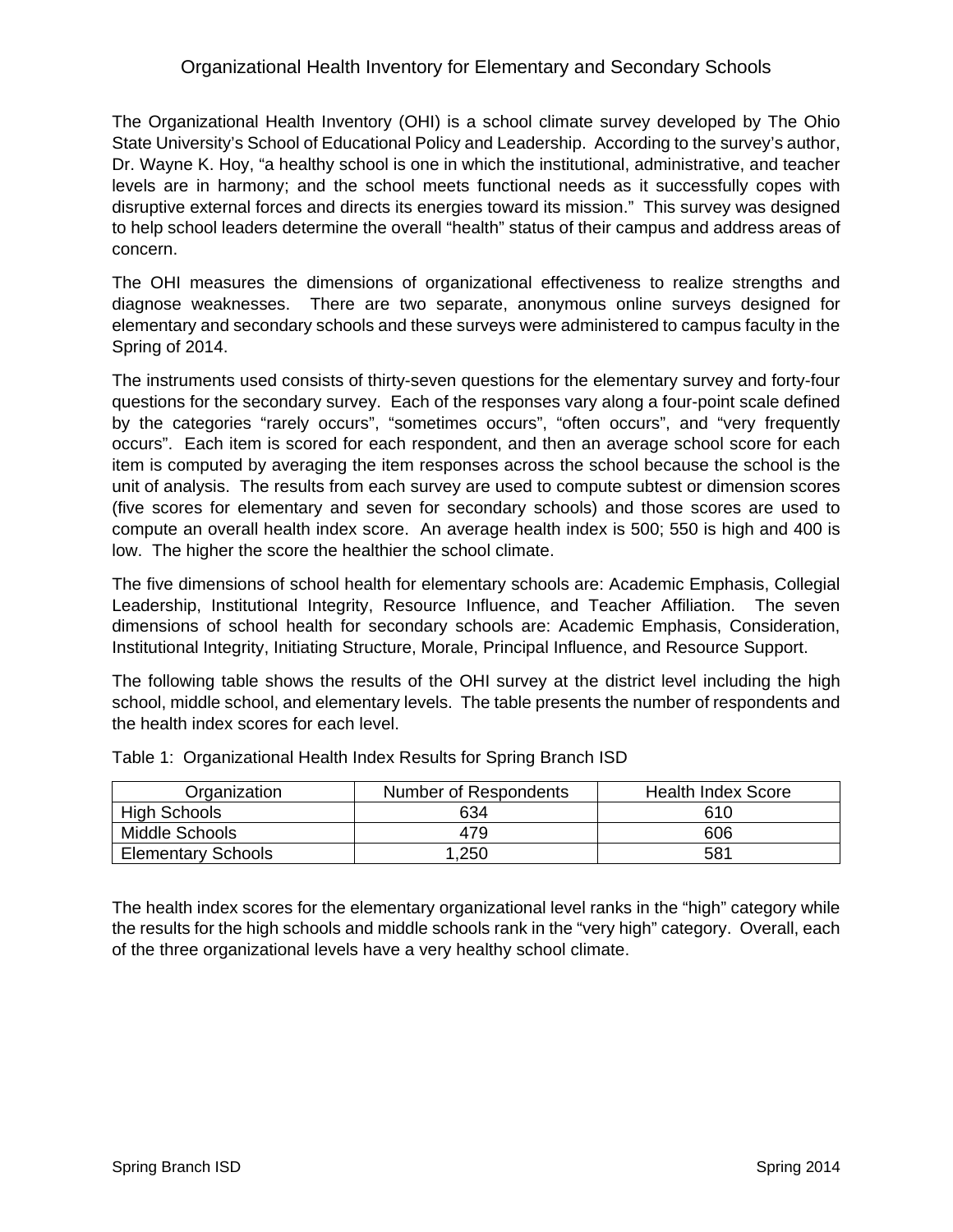# Organizational Health Inventory for Elementary and Secondary Schools

The Organizational Health Inventory (OHI) is a school climate survey developed by The Ohio State University's School of Educational Policy and Leadership. According to the survey's author, Dr. Wayne K. Hoy, "a healthy school is one in which the institutional, administrative, and teacher levels are in harmony; and the school meets functional needs as it successfully copes with disruptive external forces and directs its energies toward its mission." This survey was designed to help school leaders determine the overall "health" status of their campus and address areas of concern.

The OHI measures the dimensions of organizational effectiveness to realize strengths and diagnose weaknesses. There are two separate, anonymous online surveys designed for elementary and secondary schools and these surveys were administered to campus faculty in the Spring of 2014.

The instruments used consists of thirty-seven questions for the elementary survey and forty-four questions for the secondary survey. Each of the responses vary along a four-point scale defined by the categories "rarely occurs", "sometimes occurs", "often occurs", and "very frequently occurs". Each item is scored for each respondent, and then an average school score for each item is computed by averaging the item responses across the school because the school is the unit of analysis. The results from each survey are used to compute subtest or dimension scores (five scores for elementary and seven for secondary schools) and those scores are used to compute an overall health index score. An average health index is 500; 550 is high and 400 is low. The higher the score the healthier the school climate.

The five dimensions of school health for elementary schools are: Academic Emphasis, Collegial Leadership, Institutional Integrity, Resource Influence, and Teacher Affiliation. The seven dimensions of school health for secondary schools are: Academic Emphasis, Consideration, Institutional Integrity, Initiating Structure, Morale, Principal Influence, and Resource Support.

The following table shows the results of the OHI survey at the district level including the high school, middle school, and elementary levels. The table presents the number of respondents and the health index scores for each level.

Table 1: Organizational Health Index Results for Spring Branch ISD

| Organization | Number of Respondents | Health Index Score |
|---|---|---|
| High Schools | 634 | 610 |
| Middle Schools | 479 | 606 |
| Elementary Schools | 1,250 | 581 |

The health index scores for the elementary organizational level ranks in the "high" category while the results for the high schools and middle schools rank in the "very high" category. Overall, each of the three organizational levels have a very healthy school climate.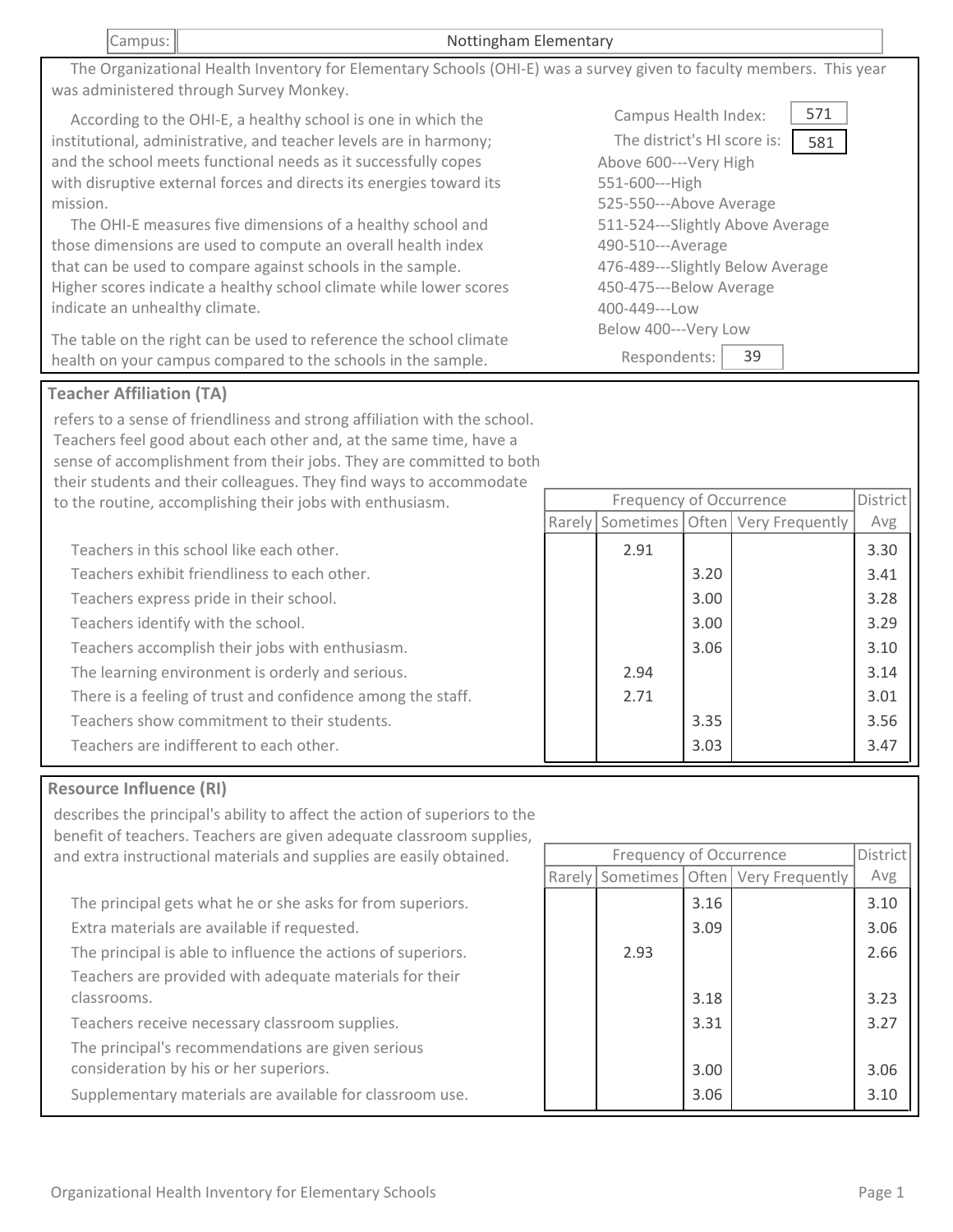| Campus: | Nottingham Elementary |
|---|---|

The Organizational Health Inventory for Elementary Schools (OHI-E) was a survey given to faculty members. This year was administered through Survey Monkey.

According to the OHI-E, a healthy school is one in which the institutional, administrative, and teacher levels are in harmony; and the school meets functional needs as it successfully copes with disruptive external forces and directs its energies toward its mission.

The OHI-E measures five dimensions of a healthy school and those dimensions are used to compute an overall health index that can be used to compare against schools in the sample. Higher scores indicate a healthy school climate while lower scores indicate an unhealthy climate.

The table on the right can be used to reference the school climate health on your campus compared to the schools in the sample.

Campus Health Index: 571

The district's HI score is: 581

- Above 600---Very High
- 551-600---High
- 525-550---Above Average
- 511-524---Slightly Above Average
- 490-510---Average
- 476-489---Slightly Below Average
- 450-475---Below Average
- 400-449---Low
- Below 400---Very Low

Respondents: 39

## Teacher Affiliation (TA)

refers to a sense of friendliness and strong affiliation with the school. Teachers feel good about each other and, at the same time, have a sense of accomplishment from their jobs. They are committed to both their students and their colleagues. They find ways to accommodate to the routine, accomplishing their jobs with enthusiasm.

| | Frequency of Occurrence | | | | District |
|---|---|---|---|---|---|
| | Rarely | Sometimes | Often | Very Frequently | Avg |
| Teachers in this school like each other. | | 2.91 | | | 3.30 |
| Teachers exhibit friendliness to each other. | | | 3.20 | | 3.41 |
| Teachers express pride in their school. | | | 3.00 | | 3.28 |
| Teachers identify with the school. | | | 3.00 | | 3.29 |
| Teachers accomplish their jobs with enthusiasm. | | | 3.06 | | 3.10 |
| The learning environment is orderly and serious. | | 2.94 | | | 3.14 |
| There is a feeling of trust and confidence among the staff. | | 2.71 | | | 3.01 |
| Teachers show commitment to their students. | | | 3.35 | | 3.56 |
| Teachers are indifferent to each other. | | | 3.03 | | 3.47 |

## Resource Influence (RI)

describes the principal's ability to affect the action of superiors to the benefit of teachers. Teachers are given adequate classroom supplies, and extra instructional materials and supplies are easily obtained.

| | Frequency of Occurrence | | | | District |
|---|---|---|---|---|---|
| | Rarely | Sometimes | Often | Very Frequently | Avg |
| The principal gets what he or she asks for from superiors. | | | 3.16 | | 3.10 |
| Extra materials are available if requested. | | | 3.09 | | 3.06 |
| The principal is able to influence the actions of superiors. | | 2.93 | | | 2.66 |
| Teachers are provided with adequate materials for their classrooms. | | | 3.18 | | 3.23 |
| Teachers receive necessary classroom supplies. | | | 3.31 | | 3.27 |
| The principal's recommendations are given serious consideration by his or her superiors. | | | 3.00 | | 3.06 |
| Supplementary materials are available for classroom use. | | | 3.06 | | 3.10 |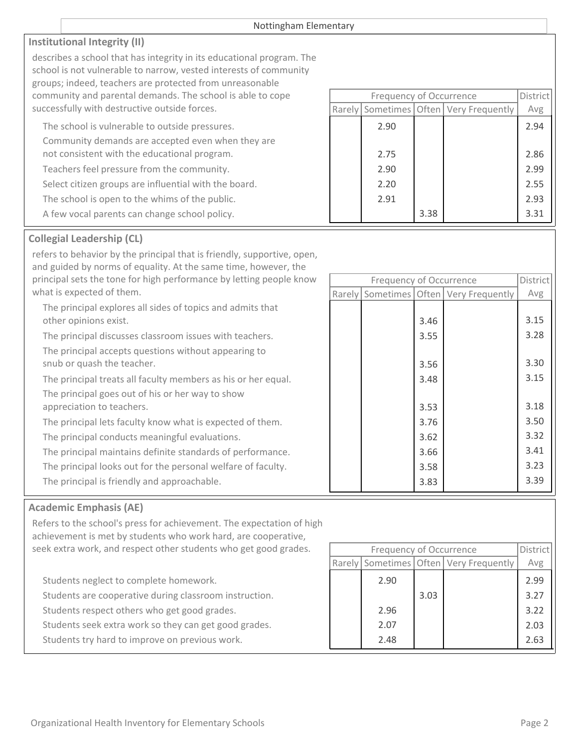Nottingham Elementary

## Institutional Integrity (II)

describes a school that has integrity in its educational program. The school is not vulnerable to narrow, vested interests of community groups; indeed, teachers are protected from unreasonable community and parental demands. The school is able to cope successfully with destructive outside forces.

| | Frequency of Occurrence | | | | District |
|---|---|---|---|---|---|
| | Rarely | Sometimes | Often | Very Frequently | Avg |
| The school is vulnerable to outside pressures. | | 2.90 | | | 2.94 |
| Community demands are accepted even when they are not consistent with the educational program. | | 2.75 | | | 2.86 |
| Teachers feel pressure from the community. | | 2.90 | | | 2.99 |
| Select citizen groups are influential with the board. | | 2.20 | | | 2.55 |
| The school is open to the whims of the public. | | 2.91 | | | 2.93 |
| A few vocal parents can change school policy. | | | 3.38 | | 3.31 |

## Collegial Leadership (CL)

refers to behavior by the principal that is friendly, supportive, open, and guided by norms of equality. At the same time, however, the principal sets the tone for high performance by letting people know what is expected of them.

| | Frequency of Occurrence | | | | District |
|---|---|---|---|---|---|
| | Rarely | Sometimes | Often | Very Frequently | Avg |
| The principal explores all sides of topics and admits that other opinions exist. | | | 3.46 | | 3.15 |
| The principal discusses classroom issues with teachers. | | | 3.55 | | 3.28 |
| The principal accepts questions without appearing to snub or quash the teacher. | | | 3.56 | | 3.30 |
| The principal treats all faculty members as his or her equal. | | | 3.48 | | 3.15 |
| The principal goes out of his or her way to show appreciation to teachers. | | | 3.53 | | 3.18 |
| The principal lets faculty know what is expected of them. | | | 3.76 | | 3.50 |
| The principal conducts meaningful evaluations. | | | 3.62 | | 3.32 |
| The principal maintains definite standards of performance. | | | 3.66 | | 3.41 |
| The principal looks out for the personal welfare of faculty. | | | 3.58 | | 3.23 |
| The principal is friendly and approachable. | | | 3.83 | | 3.39 |

## Academic Emphasis (AE)

Refers to the school's press for achievement. The expectation of high achievement is met by students who work hard, are cooperative, seek extra work, and respect other students who get good grades.

| | Frequency of Occurrence | | | | District |
|---|---|---|---|---|---|
| | Rarely | Sometimes | Often | Very Frequently | Avg |
| Students neglect to complete homework. | | 2.90 | | | 2.99 |
| Students are cooperative during classroom instruction. | | | 3.03 | | 3.27 |
| Students respect others who get good grades. | | 2.96 | | | 3.22 |
| Students seek extra work so they can get good grades. | | 2.07 | | | 2.03 |
| Students try hard to improve on previous work. | | 2.48 | | | 2.63 |